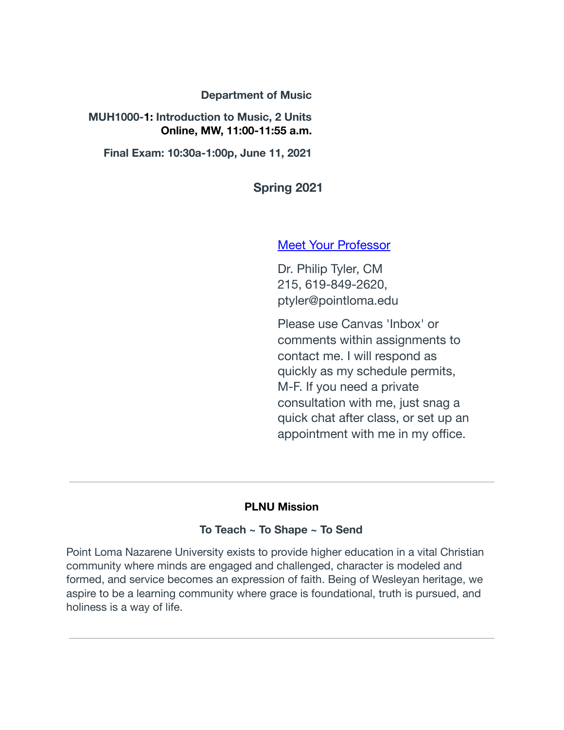**Department of Music**

**MUH1000-1: Introduction to Music, 2 Units**
**Online, MW, 11:00-11:55 a.m.**

**Final Exam: 10:30a-1:00p, June 11, 2021**

## Spring 2021

Meet Your Professor

Dr. Philip Tyler, CM
215, 619-849-2620,
ptyler@pointloma.edu

Please use Canvas 'Inbox' or comments within assignments to contact me. I will respond as quickly as my schedule permits, M-F. If you need a private consultation with me, just snag a quick chat after class, or set up an appointment with me in my office.

---

### PLNU Mission

**To Teach ~ To Shape ~ To Send**

Point Loma Nazarene University exists to provide higher education in a vital Christian community where minds are engaged and challenged, character is modeled and formed, and service becomes an expression of faith. Being of Wesleyan heritage, we aspire to be a learning community where grace is foundational, truth is pursued, and holiness is a way of life.

---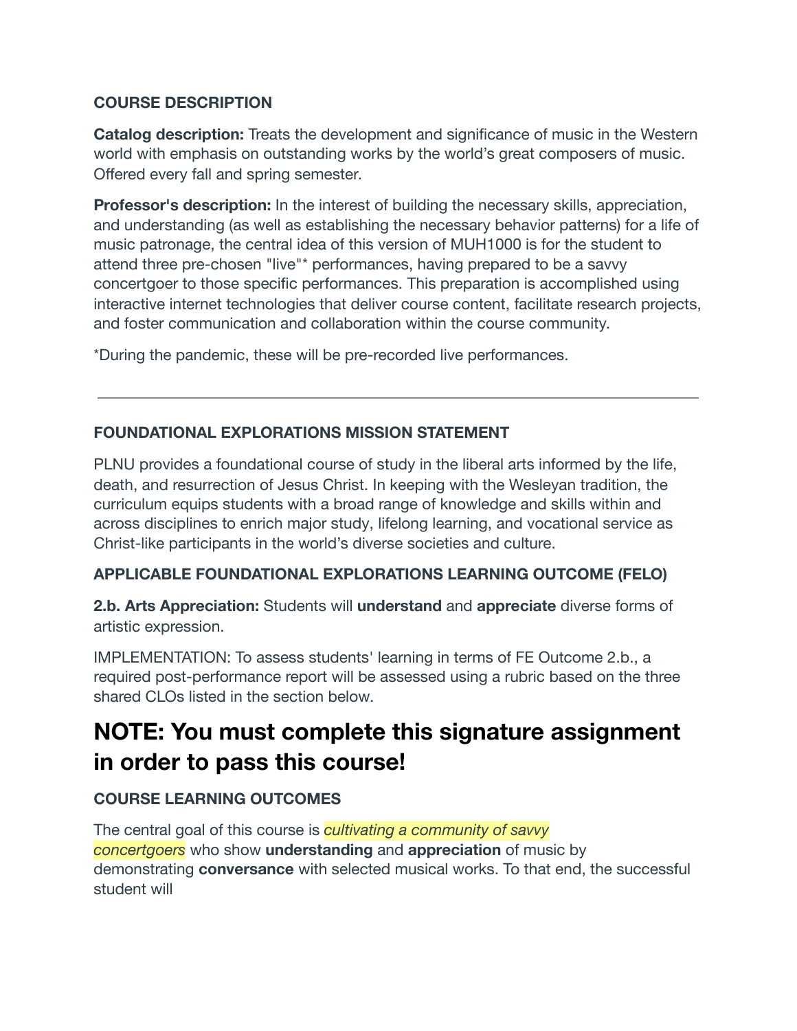### COURSE DESCRIPTION

**Catalog description:** Treats the development and significance of music in the Western world with emphasis on outstanding works by the world's great composers of music. Offered every fall and spring semester.

**Professor's description:** In the interest of building the necessary skills, appreciation, and understanding (as well as establishing the necessary behavior patterns) for a life of music patronage, the central idea of this version of MUH1000 is for the student to attend three pre-chosen "live"* performances, having prepared to be a savvy concertgoer to those specific performances. This preparation is accomplished using interactive internet technologies that deliver course content, facilitate research projects, and foster communication and collaboration within the course community.

*During the pandemic, these will be pre-recorded live performances.

---

### FOUNDATIONAL EXPLORATIONS MISSION STATEMENT

PLNU provides a foundational course of study in the liberal arts informed by the life, death, and resurrection of Jesus Christ. In keeping with the Wesleyan tradition, the curriculum equips students with a broad range of knowledge and skills within and across disciplines to enrich major study, lifelong learning, and vocational service as Christ-like participants in the world's diverse societies and culture.

### APPLICABLE FOUNDATIONAL EXPLORATIONS LEARNING OUTCOME (FELO)

**2.b. Arts Appreciation:** Students will **understand** and **appreciate** diverse forms of artistic expression.

IMPLEMENTATION: To assess students' learning in terms of FE Outcome 2.b., a required post-performance report will be assessed using a rubric based on the three shared CLOs listed in the section below.

## NOTE: You must complete this signature assignment in order to pass this course!

### COURSE LEARNING OUTCOMES

The central goal of this course is *cultivating a community of savvy concertgoers* who show **understanding** and **appreciation** of music by demonstrating **conversance** with selected musical works. To that end, the successful student will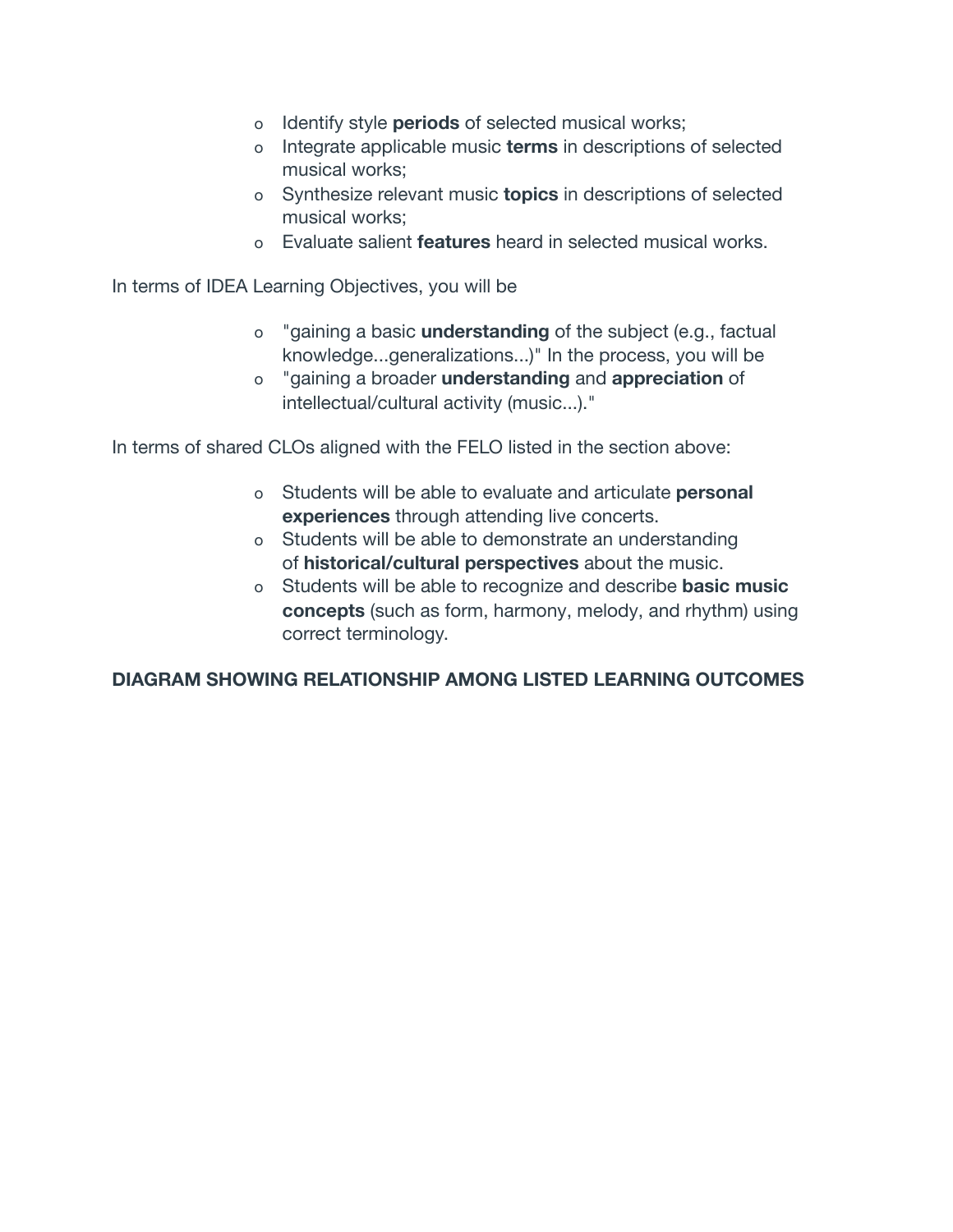- Identify style **periods** of selected musical works;
- Integrate applicable music **terms** in descriptions of selected musical works;
- Synthesize relevant music **topics** in descriptions of selected musical works;
- Evaluate salient **features** heard in selected musical works.

In terms of IDEA Learning Objectives, you will be

- "gaining a basic **understanding** of the subject (e.g., factual knowledge...generalizations...)" In the process, you will be
- "gaining a broader **understanding** and **appreciation** of intellectual/cultural activity (music...)."

In terms of shared CLOs aligned with the FELO listed in the section above:

- Students will be able to evaluate and articulate **personal experiences** through attending live concerts.
- Students will be able to demonstrate an understanding of **historical/cultural perspectives** about the music.
- Students will be able to recognize and describe **basic music concepts** (such as form, harmony, melody, and rhythm) using correct terminology.

**DIAGRAM SHOWING RELATIONSHIP AMONG LISTED LEARNING OUTCOMES**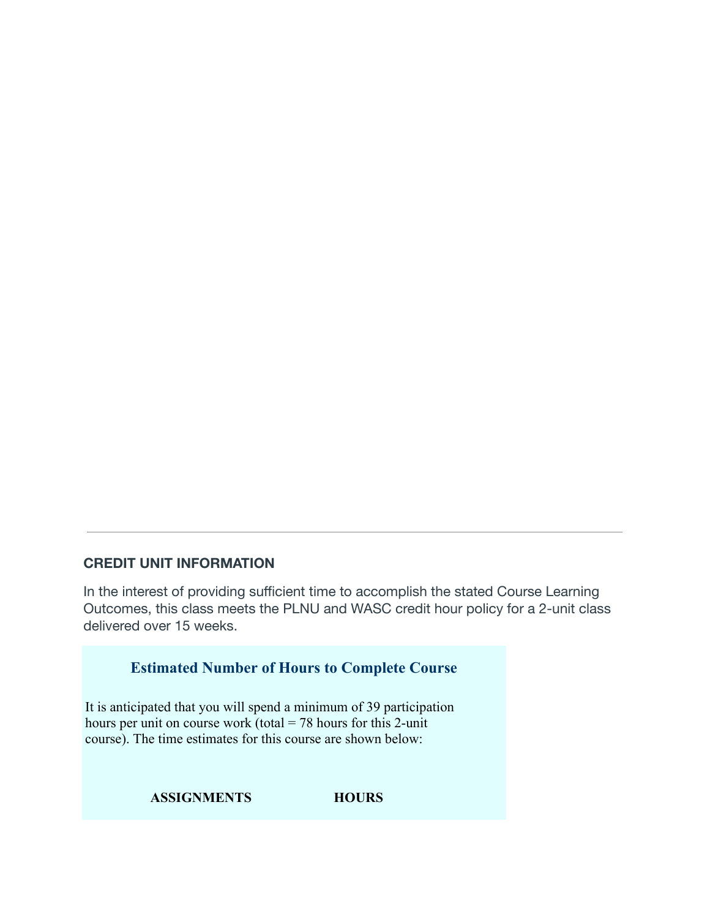---

### CREDIT UNIT INFORMATION

In the interest of providing sufficient time to accomplish the stated Course Learning Outcomes, this class meets the PLNU and WASC credit hour policy for a 2-unit class delivered over 15 weeks.

#### Estimated Number of Hours to Complete Course

It is anticipated that you will spend a minimum of 39 participation hours per unit on course work (total = 78 hours for this 2-unit course). The time estimates for this course are shown below:

| ASSIGNMENTS | HOURS |
|---|---|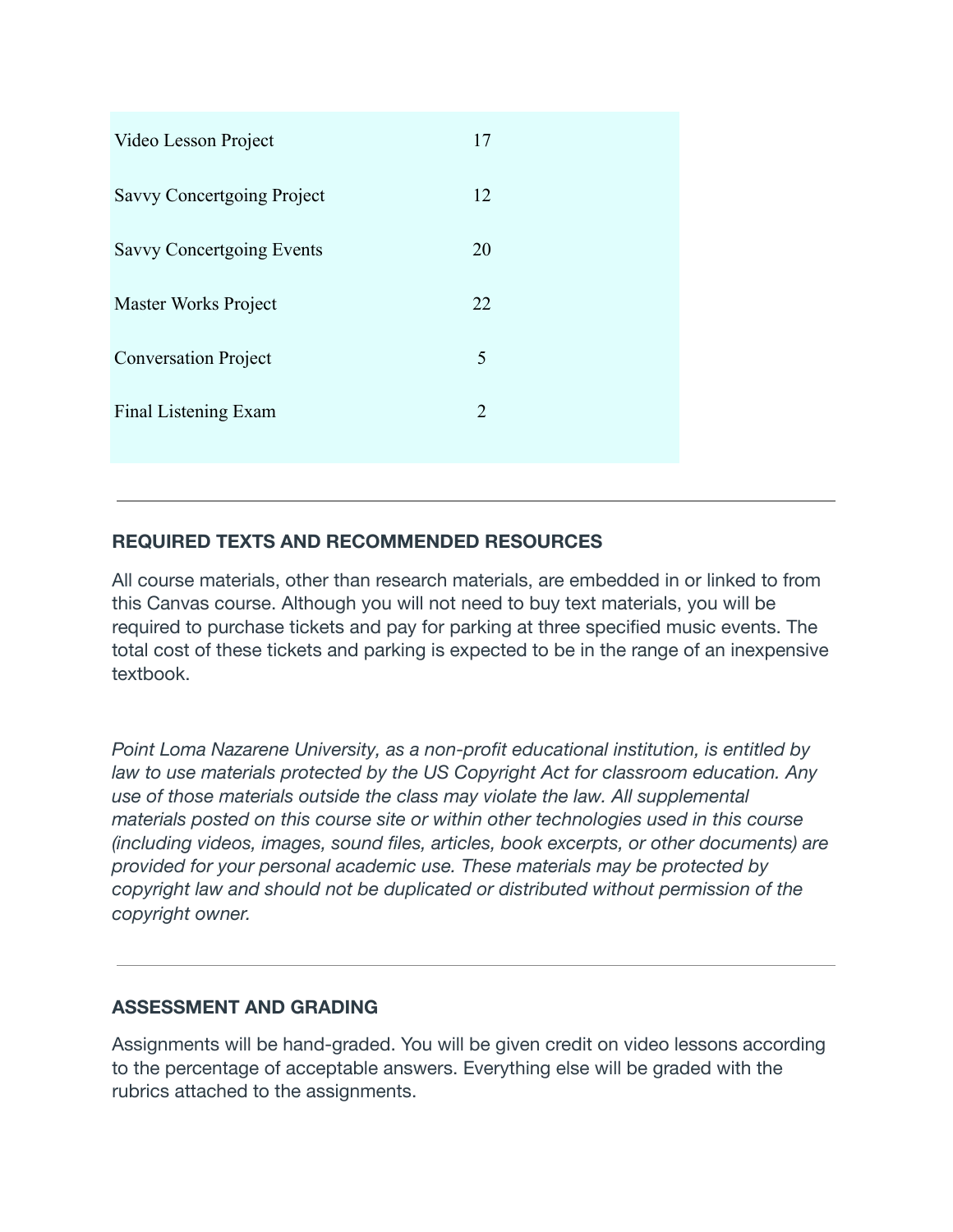| | |
|---|---|
| Video Lesson Project | 17 |
| Savvy Concertgoing Project | 12 |
| Savvy Concertgoing Events | 20 |
| Master Works Project | 22 |
| Conversation Project | 5 |
| Final Listening Exam | 2 |

---

**REQUIRED TEXTS AND RECOMMENDED RESOURCES**

All course materials, other than research materials, are embedded in or linked to from this Canvas course. Although you will not need to buy text materials, you will be required to purchase tickets and pay for parking at three specified music events. The total cost of these tickets and parking is expected to be in the range of an inexpensive textbook.

*Point Loma Nazarene University, as a non-profit educational institution, is entitled by law to use materials protected by the US Copyright Act for classroom education. Any use of those materials outside the class may violate the law. All supplemental materials posted on this course site or within other technologies used in this course (including videos, images, sound files, articles, book excerpts, or other documents) are provided for your personal academic use. These materials may be protected by copyright law and should not be duplicated or distributed without permission of the copyright owner.*

---

**ASSESSMENT AND GRADING**

Assignments will be hand-graded. You will be given credit on video lessons according to the percentage of acceptable answers. Everything else will be graded with the rubrics attached to the assignments.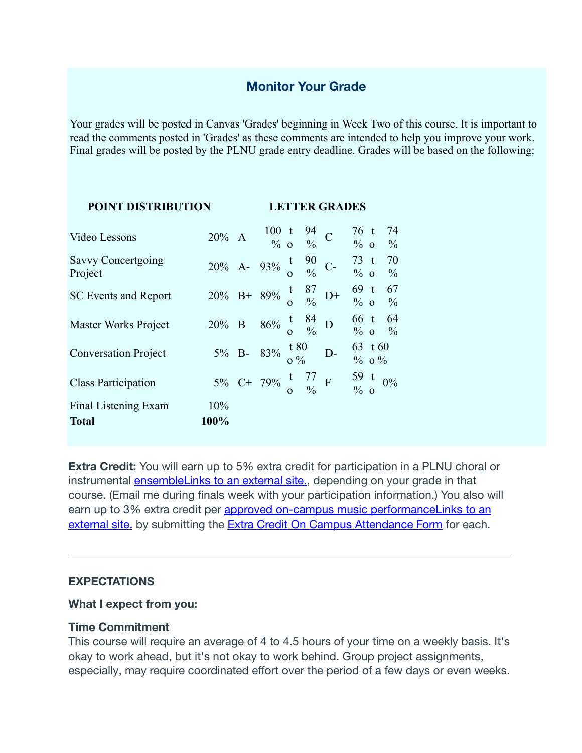## Monitor Your Grade

Your grades will be posted in Canvas 'Grades' beginning in Week Two of this course. It is important to read the comments posted in 'Grades' as these comments are intended to help you improve your work. Final grades will be posted by the PLNU grade entry deadline. Grades will be based on the following:

| POINT DISTRIBUTION | | LETTER GRADES | | | |
|---|---|---|---|---|---|
| Video Lessons | 20% | A | 100% to 94% | C | 76% to 74% |
| Savvy Concertgoing Project | 20% | A- | 93% to 90% | C- | 73% to 70% |
| SC Events and Report | 20% | B+ | 89% to 87% | D+ | 69% to 67% |
| Master Works Project | 20% | B | 86% to 84% | D | 66% to 64% |
| Conversation Project | 5% | B- | 83% to 80% | D- | 63% to 60% |
| Class Participation | 5% | C+ | 79% to 77% | F | 59% to 0% |
| Final Listening Exam | 10% | | | | |
| **Total** | **100%** | | | | |

**Extra Credit:** You will earn up to 5% extra credit for participation in a PLNU choral or instrumental ensembleLinks to an external site., depending on your grade in that course. (Email me during finals week with your participation information.) You also will earn up to 3% extra credit per approved on-campus music performanceLinks to an external site. by submitting the Extra Credit On Campus Attendance Form for each.

---

**EXPECTATIONS**

**What I expect from you:**

**Time Commitment**
This course will require an average of 4 to 4.5 hours of your time on a weekly basis. It's okay to work ahead, but it's not okay to work behind. Group project assignments, especially, may require coordinated effort over the period of a few days or even weeks.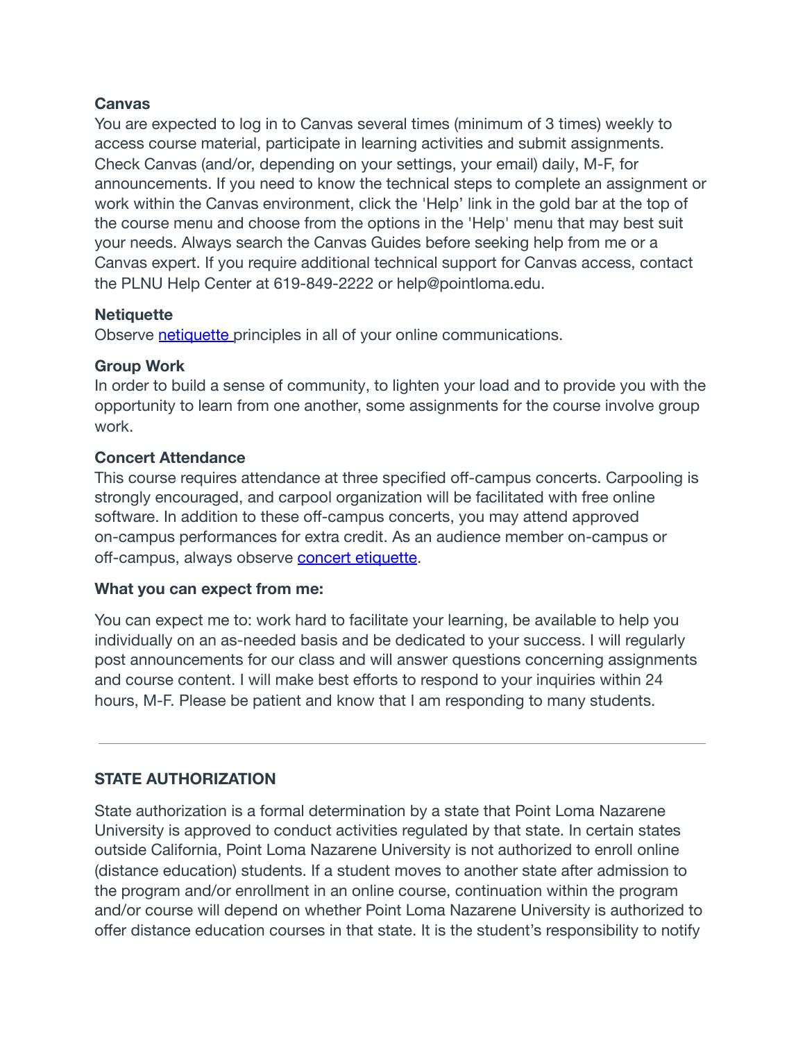**Canvas**
You are expected to log in to Canvas several times (minimum of 3 times) weekly to access course material, participate in learning activities and submit assignments. Check Canvas (and/or, depending on your settings, your email) daily, M-F, for announcements. If you need to know the technical steps to complete an assignment or work within the Canvas environment, click the 'Help' link in the gold bar at the top of the course menu and choose from the options in the 'Help' menu that may best suit your needs. Always search the Canvas Guides before seeking help from me or a Canvas expert. If you require additional technical support for Canvas access, contact the PLNU Help Center at 619-849-2222 or help@pointloma.edu.

**Netiquette**
Observe netiquette principles in all of your online communications.

**Group Work**
In order to build a sense of community, to lighten your load and to provide you with the opportunity to learn from one another, some assignments for the course involve group work.

**Concert Attendance**
This course requires attendance at three specified off-campus concerts. Carpooling is strongly encouraged, and carpool organization will be facilitated with free online software. In addition to these off-campus concerts, you may attend approved on-campus performances for extra credit. As an audience member on-campus or off-campus, always observe concert etiquette.

**What you can expect from me:**

You can expect me to: work hard to facilitate your learning, be available to help you individually on an as-needed basis and be dedicated to your success. I will regularly post announcements for our class and will answer questions concerning assignments and course content. I will make best efforts to respond to your inquiries within 24 hours, M-F. Please be patient and know that I am responding to many students.

---

## STATE AUTHORIZATION

State authorization is a formal determination by a state that Point Loma Nazarene University is approved to conduct activities regulated by that state. In certain states outside California, Point Loma Nazarene University is not authorized to enroll online (distance education) students. If a student moves to another state after admission to the program and/or enrollment in an online course, continuation within the program and/or course will depend on whether Point Loma Nazarene University is authorized to offer distance education courses in that state. It is the student's responsibility to notify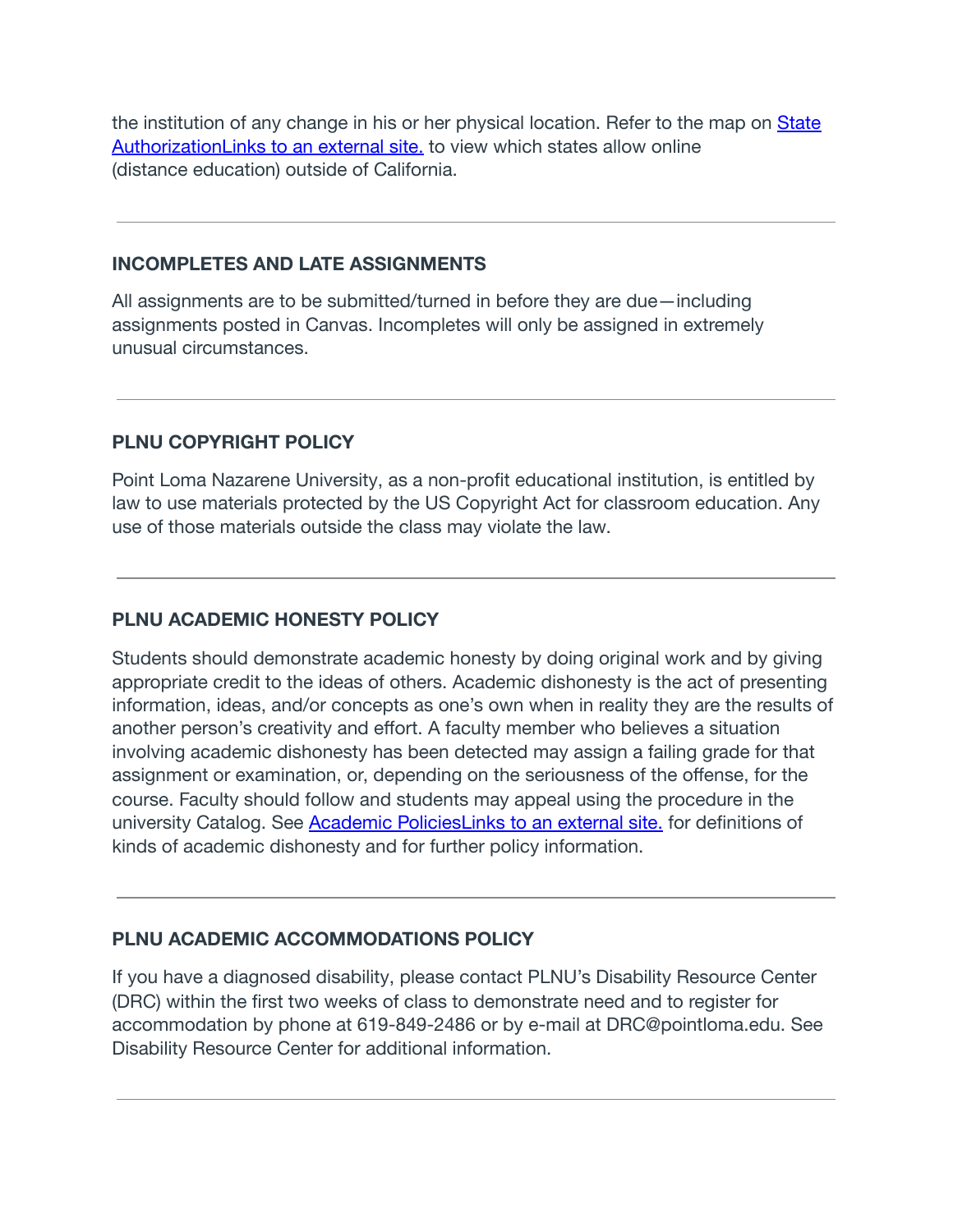the institution of any change in his or her physical location. Refer to the map on [State AuthorizationLinks to an external site.] to view which states allow online (distance education) outside of California.

---

### INCOMPLETES AND LATE ASSIGNMENTS

All assignments are to be submitted/turned in before they are due—including assignments posted in Canvas. Incompletes will only be assigned in extremely unusual circumstances.

---

### PLNU COPYRIGHT POLICY

Point Loma Nazarene University, as a non-profit educational institution, is entitled by law to use materials protected by the US Copyright Act for classroom education. Any use of those materials outside the class may violate the law.

---

### PLNU ACADEMIC HONESTY POLICY

Students should demonstrate academic honesty by doing original work and by giving appropriate credit to the ideas of others. Academic dishonesty is the act of presenting information, ideas, and/or concepts as one's own when in reality they are the results of another person's creativity and effort. A faculty member who believes a situation involving academic dishonesty has been detected may assign a failing grade for that assignment or examination, or, depending on the seriousness of the offense, for the course. Faculty should follow and students may appeal using the procedure in the university Catalog. See [Academic PoliciesLinks to an external site.] for definitions of kinds of academic dishonesty and for further policy information.

---

### PLNU ACADEMIC ACCOMMODATIONS POLICY

If you have a diagnosed disability, please contact PLNU's Disability Resource Center (DRC) within the first two weeks of class to demonstrate need and to register for accommodation by phone at 619-849-2486 or by e-mail at DRC@pointloma.edu. See Disability Resource Center for additional information.

---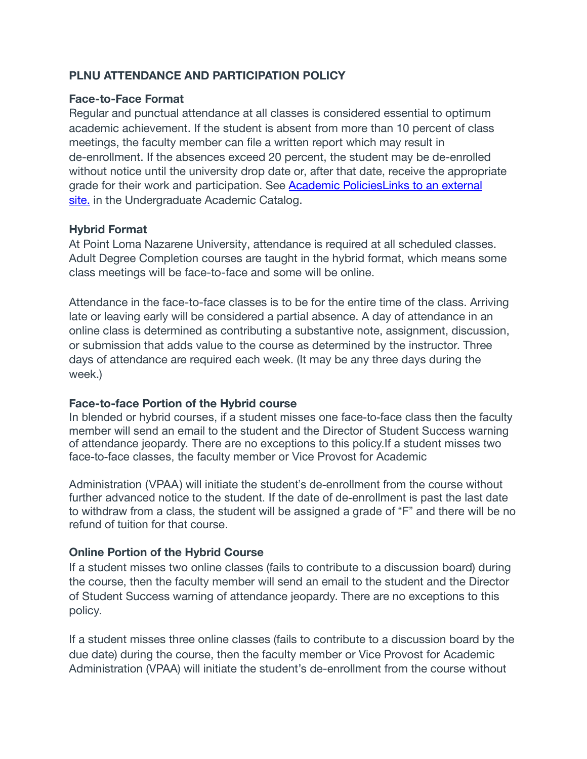**PLNU ATTENDANCE AND PARTICIPATION POLICY**

**Face-to-Face Format**
Regular and punctual attendance at all classes is considered essential to optimum academic achievement. If the student is absent from more than 10 percent of class meetings, the faculty member can file a written report which may result in de-enrollment. If the absences exceed 20 percent, the student may be de-enrolled without notice until the university drop date or, after that date, receive the appropriate grade for their work and participation. See [Academic PoliciesLinks to an external site.]() in the Undergraduate Academic Catalog.

**Hybrid Format**
At Point Loma Nazarene University, attendance is required at all scheduled classes. Adult Degree Completion courses are taught in the hybrid format, which means some class meetings will be face-to-face and some will be online.

Attendance in the face-to-face classes is to be for the entire time of the class. Arriving late or leaving early will be considered a partial absence. A day of attendance in an online class is determined as contributing a substantive note, assignment, discussion, or submission that adds value to the course as determined by the instructor. Three days of attendance are required each week. (It may be any three days during the week.)

**Face-to-face Portion of the Hybrid course**
In blended or hybrid courses, if a student misses one face-to-face class then the faculty member will send an email to the student and the Director of Student Success warning of attendance jeopardy. There are no exceptions to this policy.If a student misses two face-to-face classes, the faculty member or Vice Provost for Academic

Administration (VPAA) will initiate the student's de-enrollment from the course without further advanced notice to the student. If the date of de-enrollment is past the last date to withdraw from a class, the student will be assigned a grade of "F" and there will be no refund of tuition for that course.

**Online Portion of the Hybrid Course**
If a student misses two online classes (fails to contribute to a discussion board) during the course, then the faculty member will send an email to the student and the Director of Student Success warning of attendance jeopardy. There are no exceptions to this policy.

If a student misses three online classes (fails to contribute to a discussion board by the due date) during the course, then the faculty member or Vice Provost for Academic Administration (VPAA) will initiate the student's de-enrollment from the course without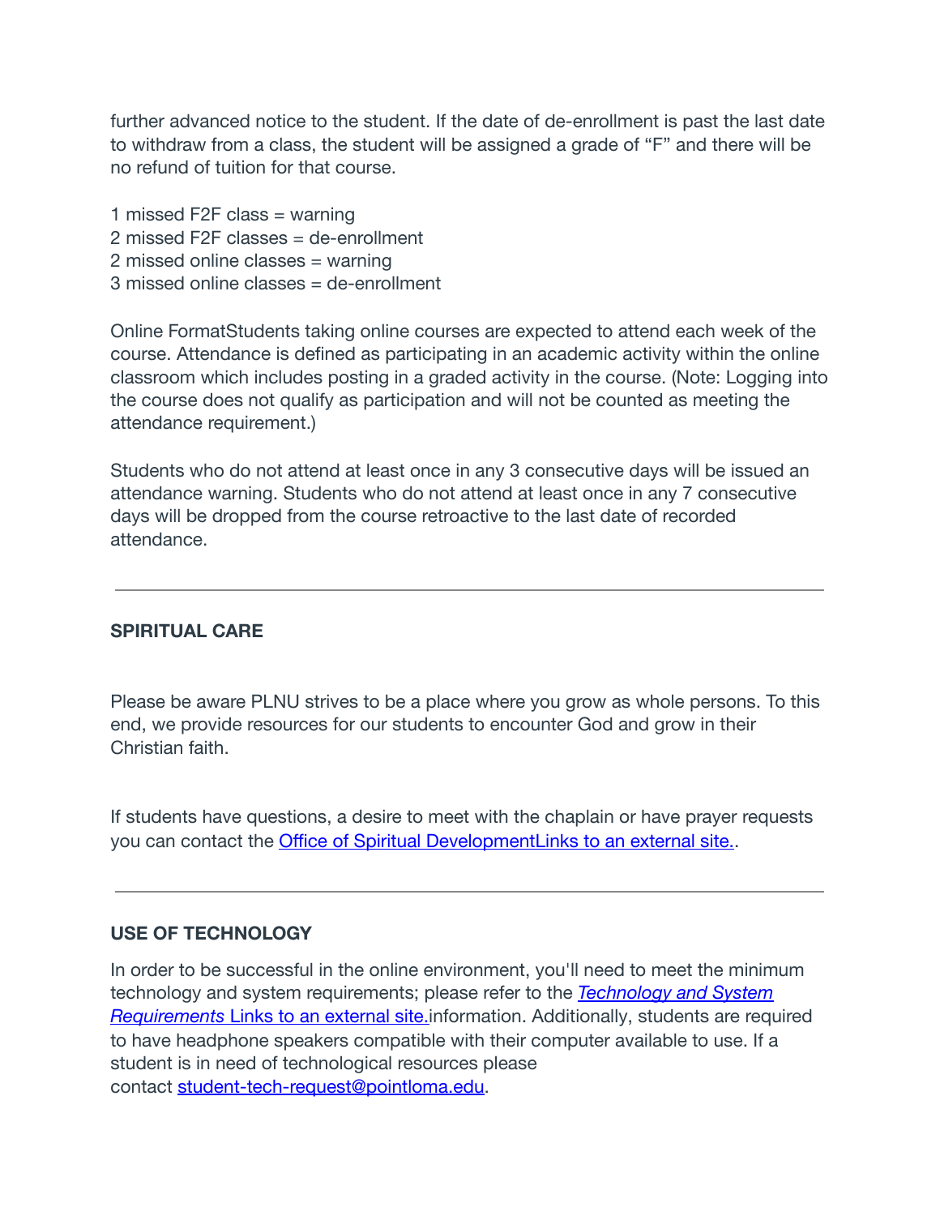further advanced notice to the student. If the date of de-enrollment is past the last date to withdraw from a class, the student will be assigned a grade of "F" and there will be no refund of tuition for that course.

1 missed F2F class = warning
2 missed F2F classes = de-enrollment
2 missed online classes = warning
3 missed online classes = de-enrollment

Online FormatStudents taking online courses are expected to attend each week of the course. Attendance is defined as participating in an academic activity within the online classroom which includes posting in a graded activity in the course. (Note: Logging into the course does not qualify as participation and will not be counted as meeting the attendance requirement.)

Students who do not attend at least once in any 3 consecutive days will be issued an attendance warning. Students who do not attend at least once in any 7 consecutive days will be dropped from the course retroactive to the last date of recorded attendance.

---

**SPIRITUAL CARE**

Please be aware PLNU strives to be a place where you grow as whole persons. To this end, we provide resources for our students to encounter God and grow in their Christian faith.

If students have questions, a desire to meet with the chaplain or have prayer requests you can contact the Office of Spiritual DevelopmentLinks to an external site..

---

**USE OF TECHNOLOGY**

In order to be successful in the online environment, you'll need to meet the minimum technology and system requirements; please refer to the *Technology and System Requirements* Links to an external site.information. Additionally, students are required to have headphone speakers compatible with their computer available to use. If a student is in need of technological resources please contact student-tech-request@pointloma.edu.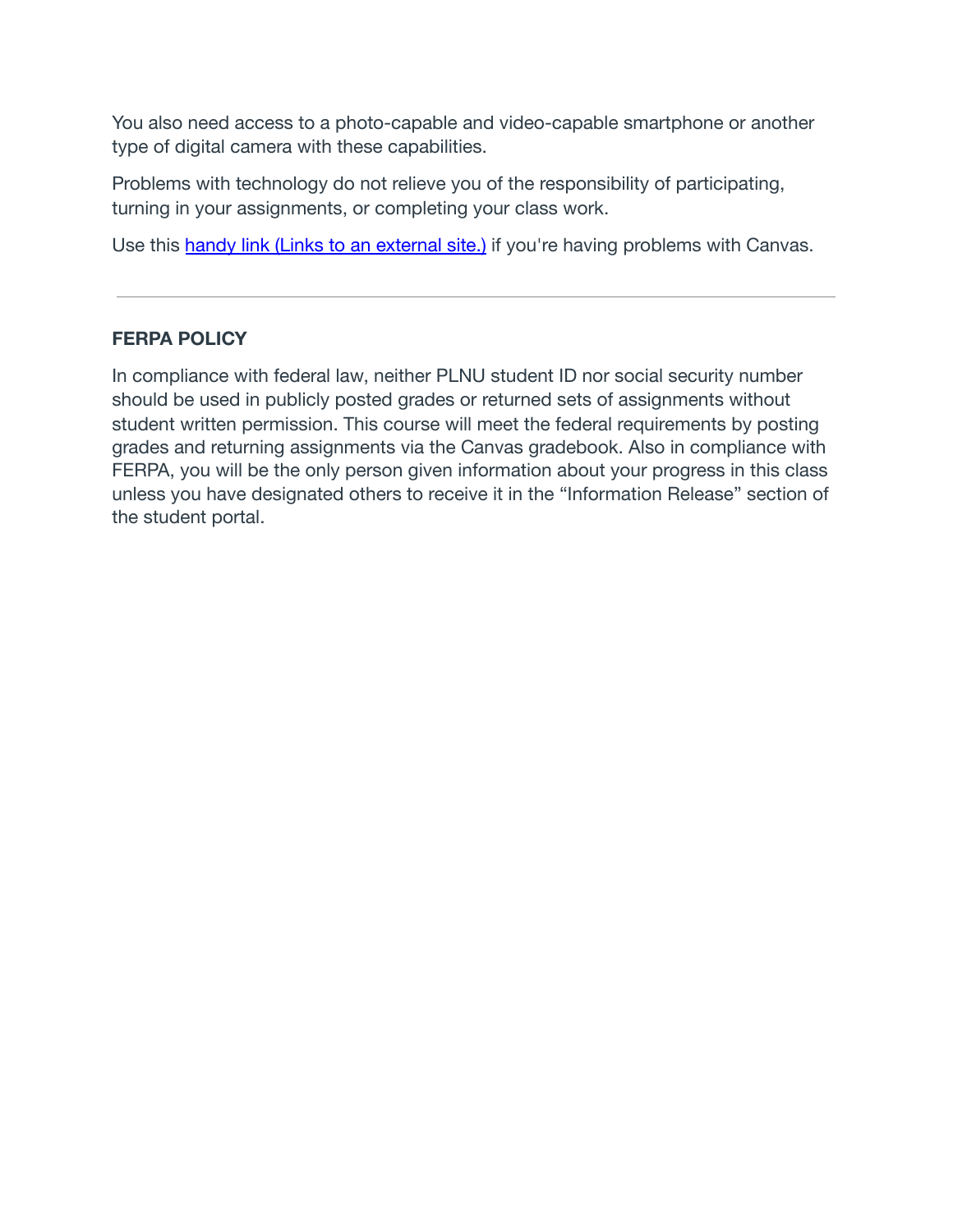You also need access to a photo-capable and video-capable smartphone or another type of digital camera with these capabilities.

Problems with technology do not relieve you of the responsibility of participating, turning in your assignments, or completing your class work.

Use this handy link (Links to an external site.) if you're having problems with Canvas.

---

**FERPA POLICY**

In compliance with federal law, neither PLNU student ID nor social security number should be used in publicly posted grades or returned sets of assignments without student written permission. This course will meet the federal requirements by posting grades and returning assignments via the Canvas gradebook. Also in compliance with FERPA, you will be the only person given information about your progress in this class unless you have designated others to receive it in the “Information Release” section of the student portal.